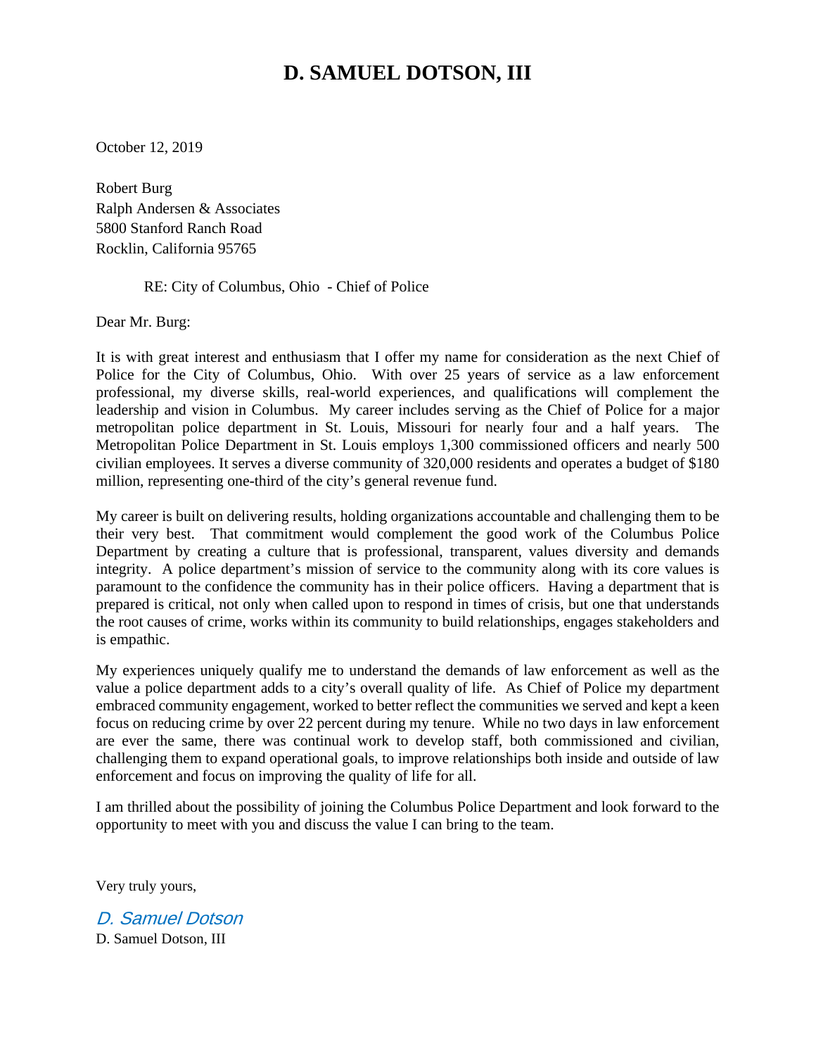# D. SAMUEL DOTSON, III

October 12, 2019

Robert Burg
Ralph Andersen & Associates
5800 Stanford Ranch Road
Rocklin, California 95765

RE: City of Columbus, Ohio - Chief of Police

Dear Mr. Burg:

It is with great interest and enthusiasm that I offer my name for consideration as the next Chief of Police for the City of Columbus, Ohio. With over 25 years of service as a law enforcement professional, my diverse skills, real-world experiences, and qualifications will complement the leadership and vision in Columbus. My career includes serving as the Chief of Police for a major metropolitan police department in St. Louis, Missouri for nearly four and a half years. The Metropolitan Police Department in St. Louis employs 1,300 commissioned officers and nearly 500 civilian employees. It serves a diverse community of 320,000 residents and operates a budget of $180 million, representing one-third of the city's general revenue fund.

My career is built on delivering results, holding organizations accountable and challenging them to be their very best. That commitment would complement the good work of the Columbus Police Department by creating a culture that is professional, transparent, values diversity and demands integrity. A police department's mission of service to the community along with its core values is paramount to the confidence the community has in their police officers. Having a department that is prepared is critical, not only when called upon to respond in times of crisis, but one that understands the root causes of crime, works within its community to build relationships, engages stakeholders and is empathic.

My experiences uniquely qualify me to understand the demands of law enforcement as well as the value a police department adds to a city's overall quality of life. As Chief of Police my department embraced community engagement, worked to better reflect the communities we served and kept a keen focus on reducing crime by over 22 percent during my tenure. While no two days in law enforcement are ever the same, there was continual work to develop staff, both commissioned and civilian, challenging them to expand operational goals, to improve relationships both inside and outside of law enforcement and focus on improving the quality of life for all.

I am thrilled about the possibility of joining the Columbus Police Department and look forward to the opportunity to meet with you and discuss the value I can bring to the team.

Very truly yours,

*D. Samuel Dotson*

D. Samuel Dotson, III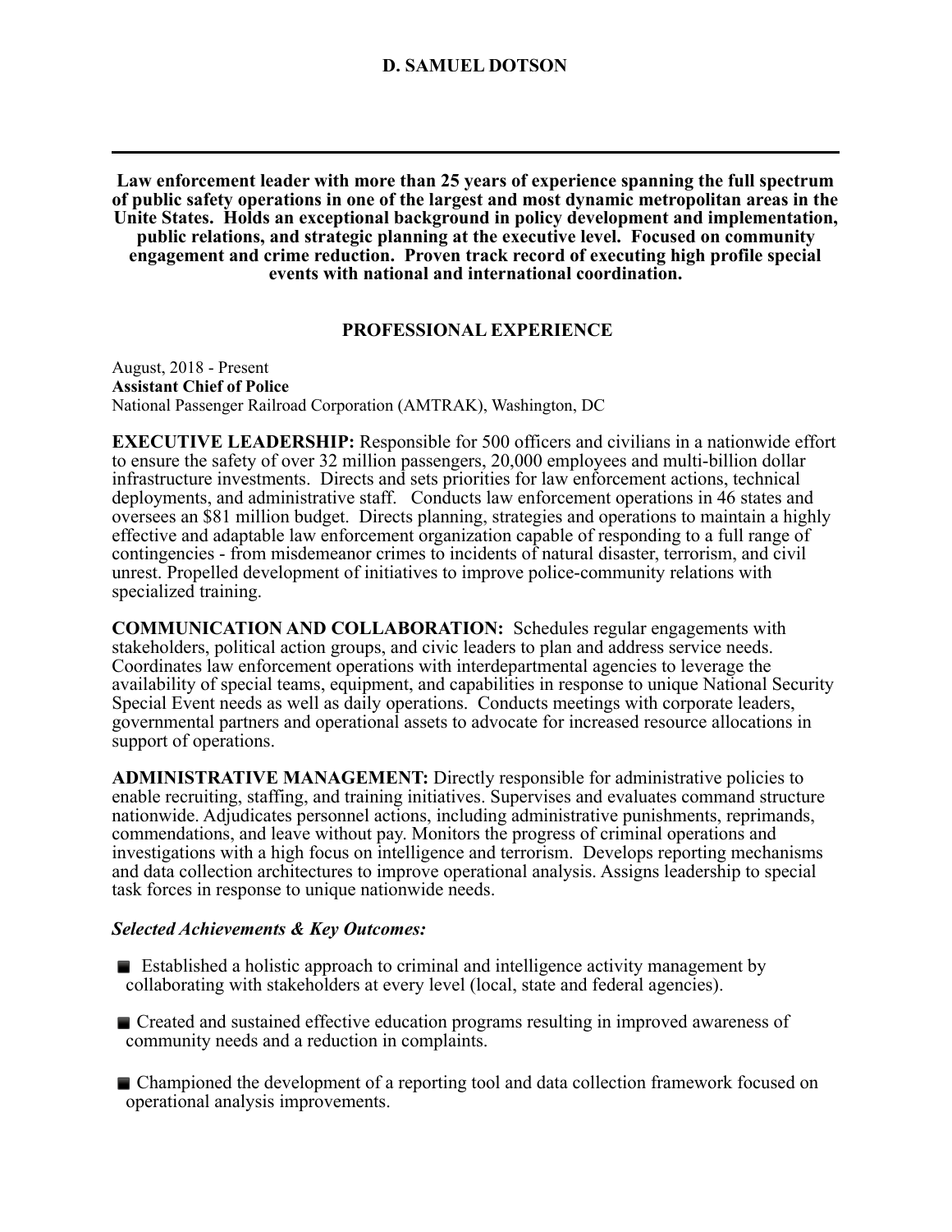# D. SAMUEL DOTSON

---

**Law enforcement leader with more than 25 years of experience spanning the full spectrum of public safety operations in one of the largest and most dynamic metropolitan areas in the Unite States. Holds an exceptional background in policy development and implementation, public relations, and strategic planning at the executive level. Focused on community engagement and crime reduction. Proven track record of executing high profile special events with national and international coordination.**

## PROFESSIONAL EXPERIENCE

August, 2018 - Present
**Assistant Chief of Police**
National Passenger Railroad Corporation (AMTRAK), Washington, DC

**EXECUTIVE LEADERSHIP:** Responsible for 500 officers and civilians in a nationwide effort to ensure the safety of over 32 million passengers, 20,000 employees and multi-billion dollar infrastructure investments. Directs and sets priorities for law enforcement actions, technical deployments, and administrative staff. Conducts law enforcement operations in 46 states and oversees an $81 million budget. Directs planning, strategies and operations to maintain a highly effective and adaptable law enforcement organization capable of responding to a full range of contingencies - from misdemeanor crimes to incidents of natural disaster, terrorism, and civil unrest. Propelled development of initiatives to improve police-community relations with specialized training.

**COMMUNICATION AND COLLABORATION:** Schedules regular engagements with stakeholders, political action groups, and civic leaders to plan and address service needs. Coordinates law enforcement operations with interdepartmental agencies to leverage the availability of special teams, equipment, and capabilities in response to unique National Security Special Event needs as well as daily operations. Conducts meetings with corporate leaders, governmental partners and operational assets to advocate for increased resource allocations in support of operations.

**ADMINISTRATIVE MANAGEMENT:** Directly responsible for administrative policies to enable recruiting, staffing, and training initiatives. Supervises and evaluates command structure nationwide. Adjudicates personnel actions, including administrative punishments, reprimands, commendations, and leave without pay. Monitors the progress of criminal operations and investigations with a high focus on intelligence and terrorism. Develops reporting mechanisms and data collection architectures to improve operational analysis. Assigns leadership to special task forces in response to unique nationwide needs.

***Selected Achievements & Key Outcomes:***

- Established a holistic approach to criminal and intelligence activity management by collaborating with stakeholders at every level (local, state and federal agencies).
- Created and sustained effective education programs resulting in improved awareness of community needs and a reduction in complaints.
- Championed the development of a reporting tool and data collection framework focused on operational analysis improvements.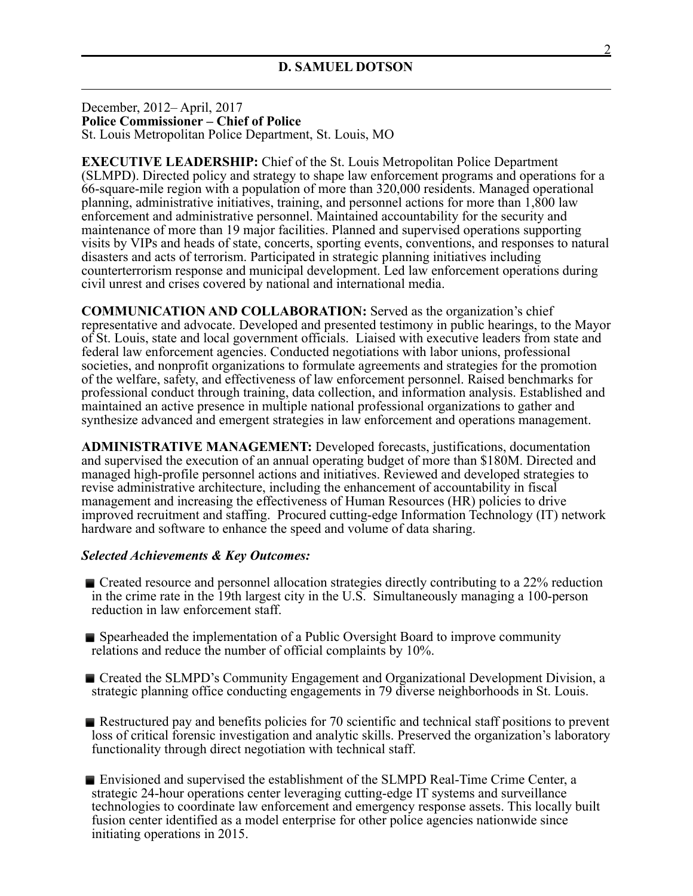December, 2012– April, 2017
**Police Commissioner – Chief of Police**
St. Louis Metropolitan Police Department, St. Louis, MO

**EXECUTIVE LEADERSHIP:** Chief of the St. Louis Metropolitan Police Department (SLMPD). Directed policy and strategy to shape law enforcement programs and operations for a 66-square-mile region with a population of more than 320,000 residents. Managed operational planning, administrative initiatives, training, and personnel actions for more than 1,800 law enforcement and administrative personnel. Maintained accountability for the security and maintenance of more than 19 major facilities. Planned and supervised operations supporting visits by VIPs and heads of state, concerts, sporting events, conventions, and responses to natural disasters and acts of terrorism. Participated in strategic planning initiatives including counterterrorism response and municipal development. Led law enforcement operations during civil unrest and crises covered by national and international media.

**COMMUNICATION AND COLLABORATION:** Served as the organization's chief representative and advocate. Developed and presented testimony in public hearings, to the Mayor of St. Louis, state and local government officials. Liaised with executive leaders from state and federal law enforcement agencies. Conducted negotiations with labor unions, professional societies, and nonprofit organizations to formulate agreements and strategies for the promotion of the welfare, safety, and effectiveness of law enforcement personnel. Raised benchmarks for professional conduct through training, data collection, and information analysis. Established and maintained an active presence in multiple national professional organizations to gather and synthesize advanced and emergent strategies in law enforcement and operations management.

**ADMINISTRATIVE MANAGEMENT:** Developed forecasts, justifications, documentation and supervised the execution of an annual operating budget of more than $180M. Directed and managed high-profile personnel actions and initiatives. Reviewed and developed strategies to revise administrative architecture, including the enhancement of accountability in fiscal management and increasing the effectiveness of Human Resources (HR) policies to drive improved recruitment and staffing. Procured cutting-edge Information Technology (IT) network hardware and software to enhance the speed and volume of data sharing.

***Selected Achievements & Key Outcomes:***

- Created resource and personnel allocation strategies directly contributing to a 22% reduction in the crime rate in the 19th largest city in the U.S. Simultaneously managing a 100-person reduction in law enforcement staff.

- Spearheaded the implementation of a Public Oversight Board to improve community relations and reduce the number of official complaints by 10%.

- Created the SLMPD's Community Engagement and Organizational Development Division, a strategic planning office conducting engagements in 79 diverse neighborhoods in St. Louis.

- Restructured pay and benefits policies for 70 scientific and technical staff positions to prevent loss of critical forensic investigation and analytic skills. Preserved the organization's laboratory functionality through direct negotiation with technical staff.

- Envisioned and supervised the establishment of the SLMPD Real-Time Crime Center, a strategic 24-hour operations center leveraging cutting-edge IT systems and surveillance technologies to coordinate law enforcement and emergency response assets. This locally built fusion center identified as a model enterprise for other police agencies nationwide since initiating operations in 2015.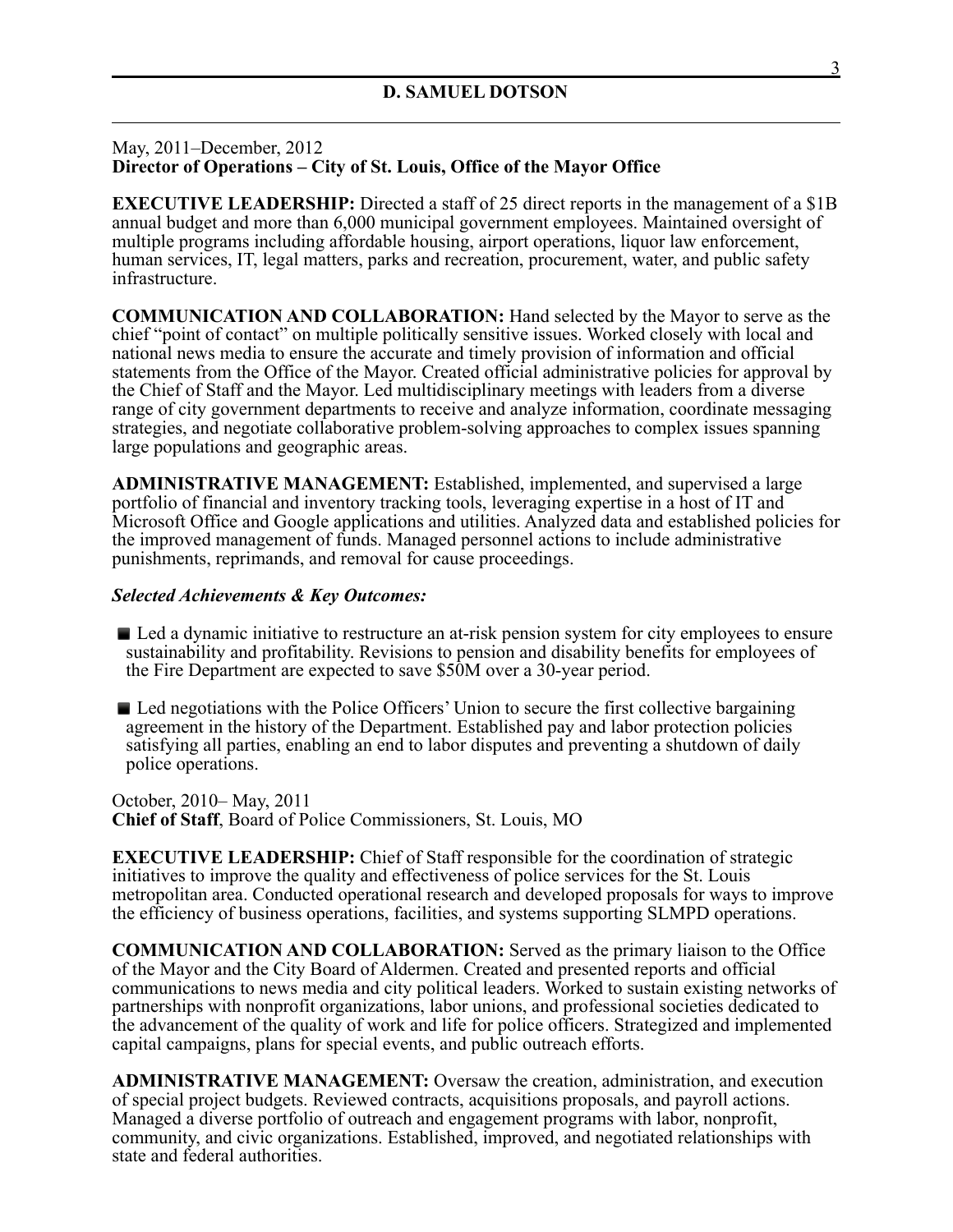May, 2011–December, 2012
**Director of Operations – City of St. Louis, Office of the Mayor Office**

**EXECUTIVE LEADERSHIP:** Directed a staff of 25 direct reports in the management of a $1B annual budget and more than 6,000 municipal government employees. Maintained oversight of multiple programs including affordable housing, airport operations, liquor law enforcement, human services, IT, legal matters, parks and recreation, procurement, water, and public safety infrastructure.

**COMMUNICATION AND COLLABORATION:** Hand selected by the Mayor to serve as the chief "point of contact" on multiple politically sensitive issues. Worked closely with local and national news media to ensure the accurate and timely provision of information and official statements from the Office of the Mayor. Created official administrative policies for approval by the Chief of Staff and the Mayor. Led multidisciplinary meetings with leaders from a diverse range of city government departments to receive and analyze information, coordinate messaging strategies, and negotiate collaborative problem-solving approaches to complex issues spanning large populations and geographic areas.

**ADMINISTRATIVE MANAGEMENT:** Established, implemented, and supervised a large portfolio of financial and inventory tracking tools, leveraging expertise in a host of IT and Microsoft Office and Google applications and utilities. Analyzed data and established policies for the improved management of funds. Managed personnel actions to include administrative punishments, reprimands, and removal for cause proceedings.

***Selected Achievements & Key Outcomes:***

- Led a dynamic initiative to restructure an at-risk pension system for city employees to ensure sustainability and profitability. Revisions to pension and disability benefits for employees of the Fire Department are expected to save $50M over a 30-year period.

- Led negotiations with the Police Officers' Union to secure the first collective bargaining agreement in the history of the Department. Established pay and labor protection policies satisfying all parties, enabling an end to labor disputes and preventing a shutdown of daily police operations.

October, 2010– May, 2011
**Chief of Staff**, Board of Police Commissioners, St. Louis, MO

**EXECUTIVE LEADERSHIP:** Chief of Staff responsible for the coordination of strategic initiatives to improve the quality and effectiveness of police services for the St. Louis metropolitan area. Conducted operational research and developed proposals for ways to improve the efficiency of business operations, facilities, and systems supporting SLMPD operations.

**COMMUNICATION AND COLLABORATION:** Served as the primary liaison to the Office of the Mayor and the City Board of Aldermen. Created and presented reports and official communications to news media and city political leaders. Worked to sustain existing networks of partnerships with nonprofit organizations, labor unions, and professional societies dedicated to the advancement of the quality of work and life for police officers. Strategized and implemented capital campaigns, plans for special events, and public outreach efforts.

**ADMINISTRATIVE MANAGEMENT:** Oversaw the creation, administration, and execution of special project budgets. Reviewed contracts, acquisitions proposals, and payroll actions. Managed a diverse portfolio of outreach and engagement programs with labor, nonprofit, community, and civic organizations. Established, improved, and negotiated relationships with state and federal authorities.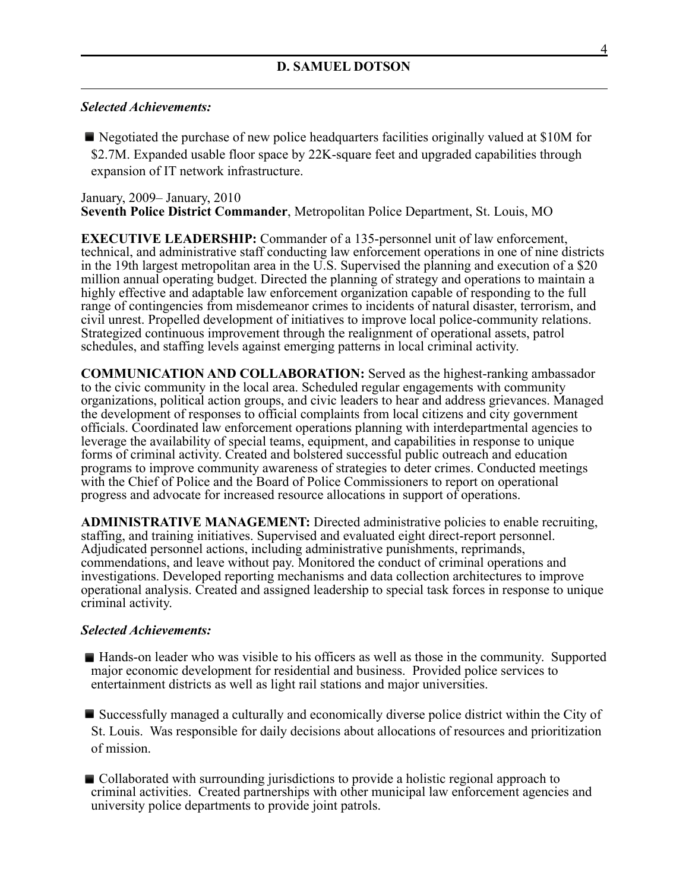***Selected Achievements:***

- Negotiated the purchase of new police headquarters facilities originally valued at $10M for $2.7M. Expanded usable floor space by 22K-square feet and upgraded capabilities through expansion of IT network infrastructure.

January, 2009– January, 2010
**Seventh Police District Commander**, Metropolitan Police Department, St. Louis, MO

**EXECUTIVE LEADERSHIP:** Commander of a 135-personnel unit of law enforcement, technical, and administrative staff conducting law enforcement operations in one of nine districts in the 19th largest metropolitan area in the U.S. Supervised the planning and execution of a $20 million annual operating budget. Directed the planning of strategy and operations to maintain a highly effective and adaptable law enforcement organization capable of responding to the full range of contingencies from misdemeanor crimes to incidents of natural disaster, terrorism, and civil unrest. Propelled development of initiatives to improve local police-community relations. Strategized continuous improvement through the realignment of operational assets, patrol schedules, and staffing levels against emerging patterns in local criminal activity.

**COMMUNICATION AND COLLABORATION:** Served as the highest-ranking ambassador to the civic community in the local area. Scheduled regular engagements with community organizations, political action groups, and civic leaders to hear and address grievances. Managed the development of responses to official complaints from local citizens and city government officials. Coordinated law enforcement operations planning with interdepartmental agencies to leverage the availability of special teams, equipment, and capabilities in response to unique forms of criminal activity. Created and bolstered successful public outreach and education programs to improve community awareness of strategies to deter crimes. Conducted meetings with the Chief of Police and the Board of Police Commissioners to report on operational progress and advocate for increased resource allocations in support of operations.

**ADMINISTRATIVE MANAGEMENT:** Directed administrative policies to enable recruiting, staffing, and training initiatives. Supervised and evaluated eight direct-report personnel. Adjudicated personnel actions, including administrative punishments, reprimands, commendations, and leave without pay. Monitored the conduct of criminal operations and investigations. Developed reporting mechanisms and data collection architectures to improve operational analysis. Created and assigned leadership to special task forces in response to unique criminal activity.

***Selected Achievements:***

- Hands-on leader who was visible to his officers as well as those in the community. Supported major economic development for residential and business. Provided police services to entertainment districts as well as light rail stations and major universities.

- Successfully managed a culturally and economically diverse police district within the City of St. Louis. Was responsible for daily decisions about allocations of resources and prioritization of mission.

- Collaborated with surrounding jurisdictions to provide a holistic regional approach to criminal activities. Created partnerships with other municipal law enforcement agencies and university police departments to provide joint patrols.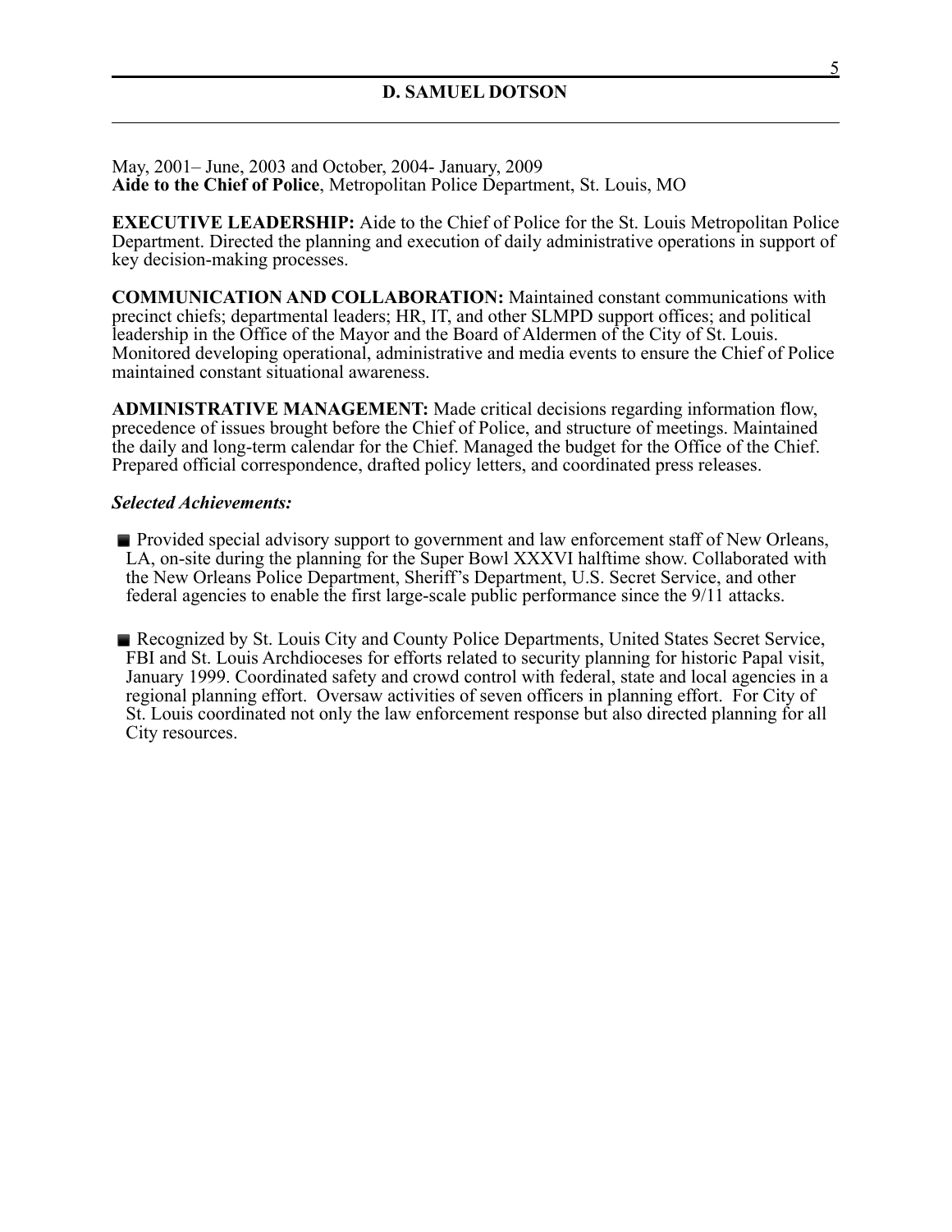May, 2001– June, 2003 and October, 2004- January, 2009
**Aide to the Chief of Police**, Metropolitan Police Department, St. Louis, MO

**EXECUTIVE LEADERSHIP:** Aide to the Chief of Police for the St. Louis Metropolitan Police Department. Directed the planning and execution of daily administrative operations in support of key decision-making processes.

**COMMUNICATION AND COLLABORATION:** Maintained constant communications with precinct chiefs; departmental leaders; HR, IT, and other SLMPD support offices; and political leadership in the Office of the Mayor and the Board of Aldermen of the City of St. Louis. Monitored developing operational, administrative and media events to ensure the Chief of Police maintained constant situational awareness.

**ADMINISTRATIVE MANAGEMENT:** Made critical decisions regarding information flow, precedence of issues brought before the Chief of Police, and structure of meetings. Maintained the daily and long-term calendar for the Chief. Managed the budget for the Office of the Chief. Prepared official correspondence, drafted policy letters, and coordinated press releases.

***Selected Achievements:***

- Provided special advisory support to government and law enforcement staff of New Orleans, LA, on-site during the planning for the Super Bowl XXXVI halftime show. Collaborated with the New Orleans Police Department, Sheriff's Department, U.S. Secret Service, and other federal agencies to enable the first large-scale public performance since the 9/11 attacks.

- Recognized by St. Louis City and County Police Departments, United States Secret Service, FBI and St. Louis Archdioceses for efforts related to security planning for historic Papal visit, January 1999. Coordinated safety and crowd control with federal, state and local agencies in a regional planning effort. Oversaw activities of seven officers in planning effort. For City of St. Louis coordinated not only the law enforcement response but also directed planning for all City resources.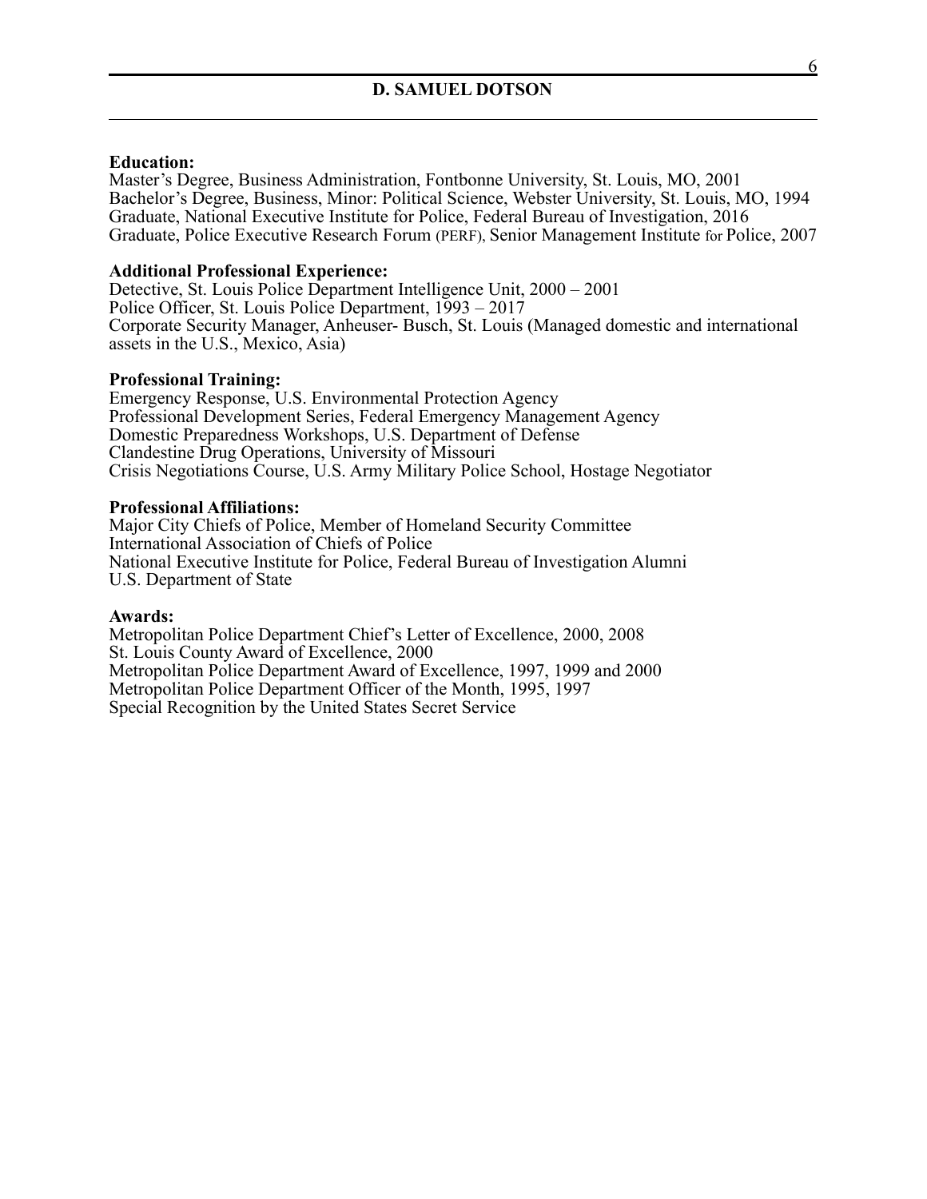**Education:**
Master's Degree, Business Administration, Fontbonne University, St. Louis, MO, 2001
Bachelor's Degree, Business, Minor: Political Science, Webster University, St. Louis, MO, 1994
Graduate, National Executive Institute for Police, Federal Bureau of Investigation, 2016
Graduate, Police Executive Research Forum (PERF), Senior Management Institute for Police, 2007

**Additional Professional Experience:**
Detective, St. Louis Police Department Intelligence Unit, 2000 – 2001
Police Officer, St. Louis Police Department, 1993 – 2017
Corporate Security Manager, Anheuser- Busch, St. Louis (Managed domestic and international assets in the U.S., Mexico, Asia)

**Professional Training:**
Emergency Response, U.S. Environmental Protection Agency
Professional Development Series, Federal Emergency Management Agency
Domestic Preparedness Workshops, U.S. Department of Defense
Clandestine Drug Operations, University of Missouri
Crisis Negotiations Course, U.S. Army Military Police School, Hostage Negotiator

**Professional Affiliations:**
Major City Chiefs of Police, Member of Homeland Security Committee
International Association of Chiefs of Police
National Executive Institute for Police, Federal Bureau of Investigation Alumni
U.S. Department of State

**Awards:**
Metropolitan Police Department Chief's Letter of Excellence, 2000, 2008
St. Louis County Award of Excellence, 2000
Metropolitan Police Department Award of Excellence, 1997, 1999 and 2000
Metropolitan Police Department Officer of the Month, 1995, 1997
Special Recognition by the United States Secret Service